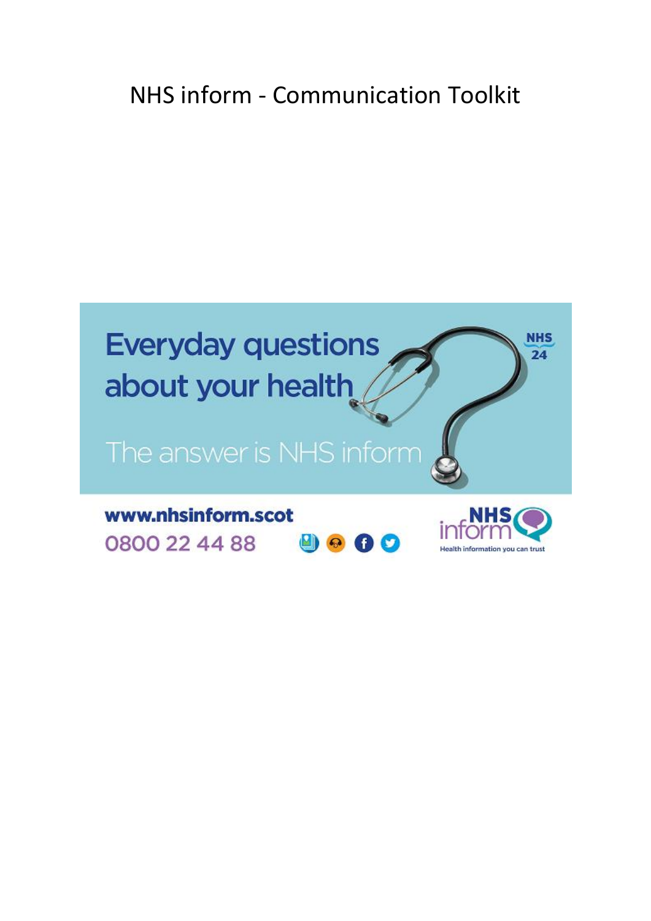# NHS inform - Communication Toolkit

Everyday questions about your health

The answer is NHS inform

NHS 24

www.nhsinform.scot

0800 22 44 88

NHS inform

Health information you can trust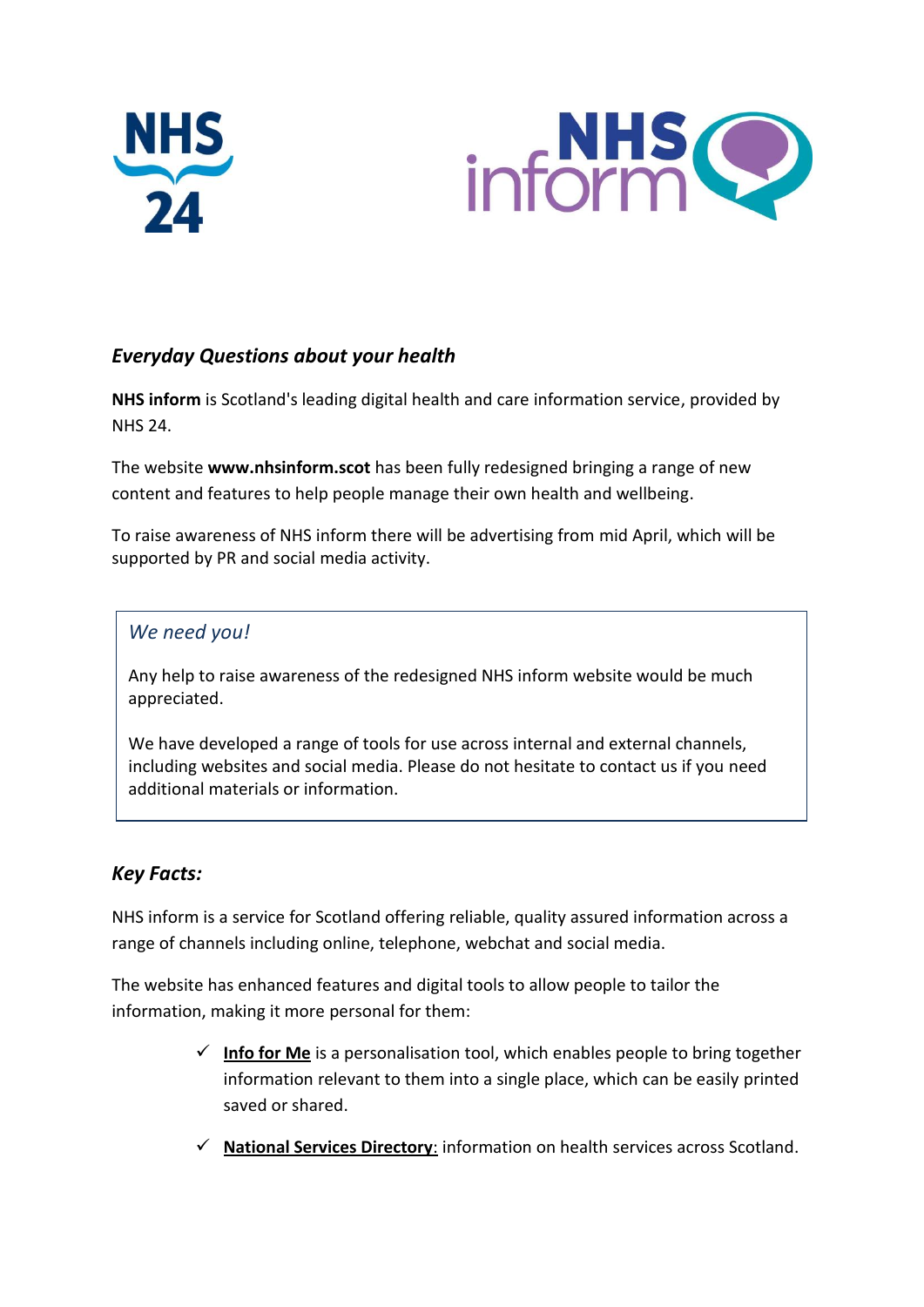## *Everyday Questions about your health*

**NHS inform** is Scotland's leading digital health and care information service, provided by NHS 24.

The website **www.nhsinform.scot** has been fully redesigned bringing a range of new content and features to help people manage their own health and wellbeing.

To raise awareness of NHS inform there will be advertising from mid April, which will be supported by PR and social media activity.

> *We need you!*
>
> Any help to raise awareness of the redesigned NHS inform website would be much appreciated.
>
> We have developed a range of tools for use across internal and external channels, including websites and social media. Please do not hesitate to contact us if you need additional materials or information.

## *Key Facts:*

NHS inform is a service for Scotland offering reliable, quality assured information across a range of channels including online, telephone, webchat and social media.

The website has enhanced features and digital tools to allow people to tailor the information, making it more personal for them:

- ✓ **Info for Me** is a personalisation tool, which enables people to bring together information relevant to them into a single place, which can be easily printed saved or shared.
- ✓ **National Services Directory**: information on health services across Scotland.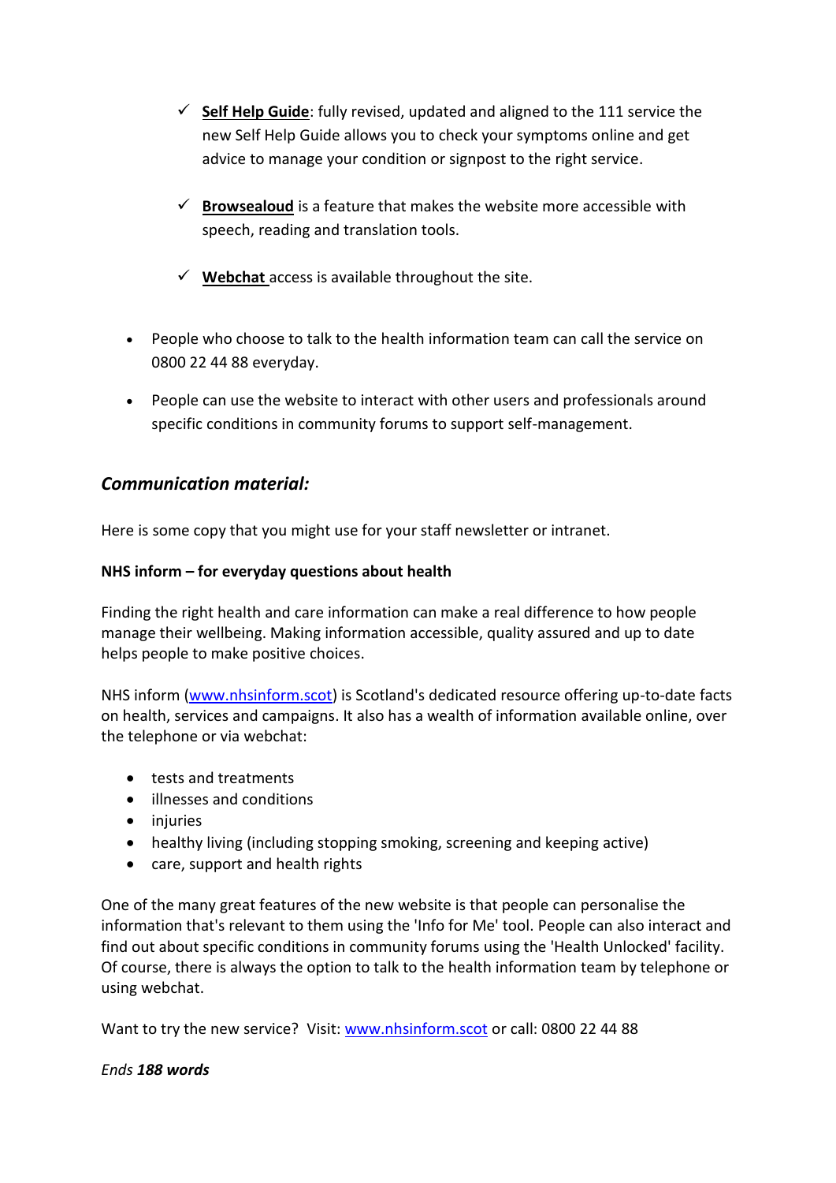- ✓ **Self Help Guide**: fully revised, updated and aligned to the 111 service the new Self Help Guide allows you to check your symptoms online and get advice to manage your condition or signpost to the right service.

  - ✓ **Browsealoud** is a feature that makes the website more accessible with speech, reading and translation tools.

  - ✓ **Webchat** access is available throughout the site.

- People who choose to talk to the health information team can call the service on 0800 22 44 88 everyday.

- People can use the website to interact with other users and professionals around specific conditions in community forums to support self-management.

## *Communication material:*

Here is some copy that you might use for your staff newsletter or intranet.

**NHS inform – for everyday questions about health**

Finding the right health and care information can make a real difference to how people manage their wellbeing. Making information accessible, quality assured and up to date helps people to make positive choices.

NHS inform ([www.nhsinform.scot](http://www.nhsinform.scot)) is Scotland's dedicated resource offering up-to-date facts on health, services and campaigns. It also has a wealth of information available online, over the telephone or via webchat:

- tests and treatments
- illnesses and conditions
- injuries
- healthy living (including stopping smoking, screening and keeping active)
- care, support and health rights

One of the many great features of the new website is that people can personalise the information that's relevant to them using the 'Info for Me' tool. People can also interact and find out about specific conditions in community forums using the 'Health Unlocked' facility. Of course, there is always the option to talk to the health information team by telephone or using webchat.

Want to try the new service? Visit: [www.nhsinform.scot](http://www.nhsinform.scot) or call: 0800 22 44 88

*Ends **188 words***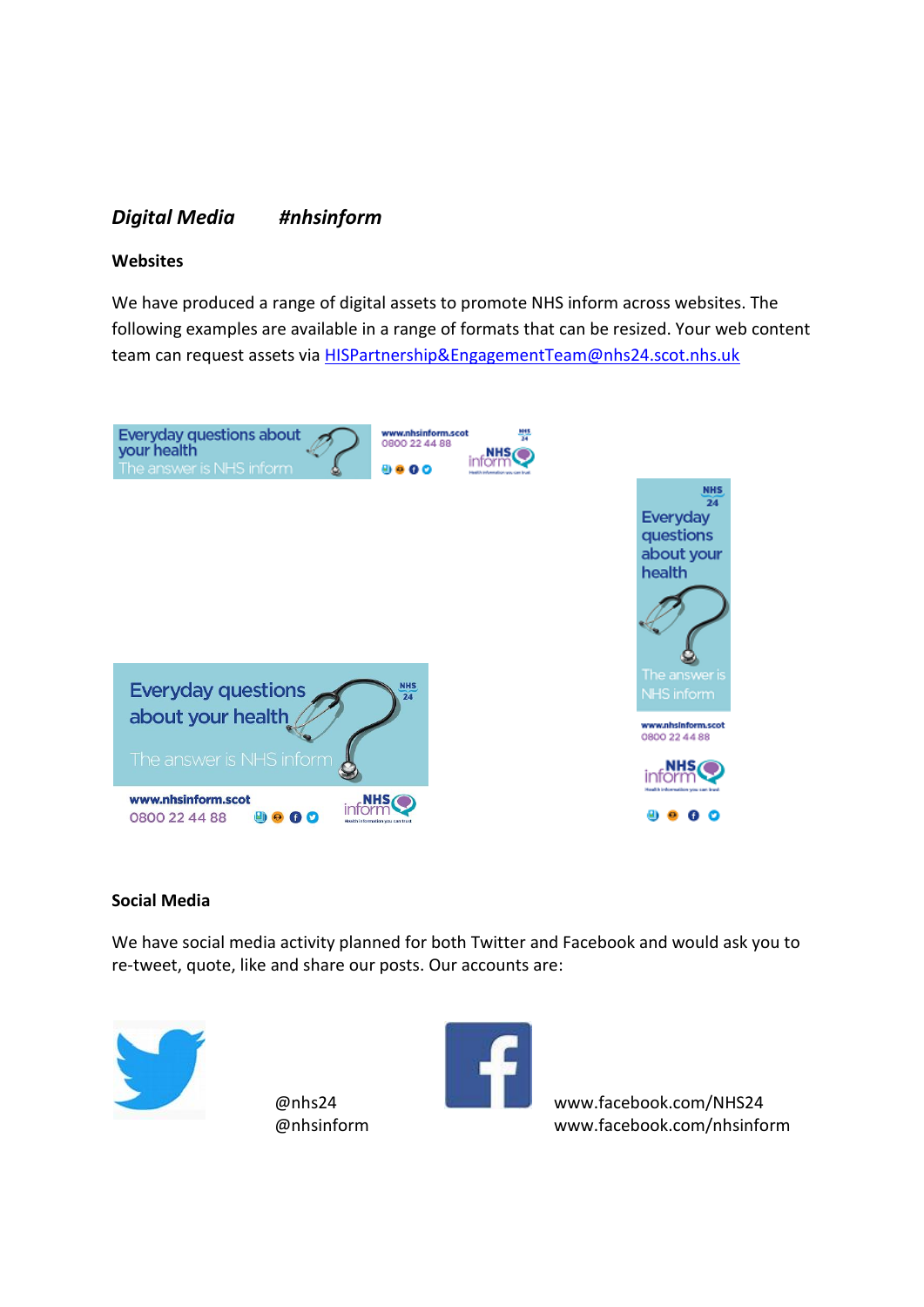***Digital Media*** ***#nhsinform***

**Websites**

We have produced a range of digital assets to promote NHS inform across websites. The following examples are available in a range of formats that can be resized. Your web content team can request assets via HISPartnership&EngagementTeam@nhs24.scot.nhs.uk

**Social Media**

We have social media activity planned for both Twitter and Facebook and would ask you to re-tweet, quote, like and share our posts. Our accounts are:

@nhs24
@nhsinform

www.facebook.com/NHS24
www.facebook.com/nhsinform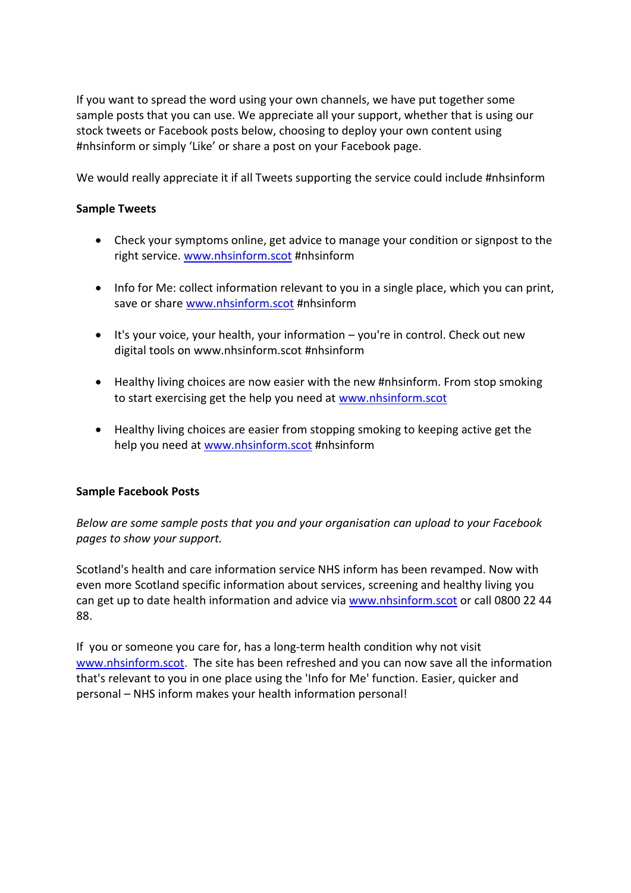If you want to spread the word using your own channels, we have put together some sample posts that you can use. We appreciate all your support, whether that is using our stock tweets or Facebook posts below, choosing to deploy your own content using #nhsinform or simply 'Like' or share a post on your Facebook page.

We would really appreciate it if all Tweets supporting the service could include #nhsinform

**Sample Tweets**

- Check your symptoms online, get advice to manage your condition or signpost to the right service. www.nhsinform.scot #nhsinform
- Info for Me: collect information relevant to you in a single place, which you can print, save or share www.nhsinform.scot #nhsinform
- It's your voice, your health, your information – you're in control. Check out new digital tools on www.nhsinform.scot #nhsinform
- Healthy living choices are now easier with the new #nhsinform. From stop smoking to start exercising get the help you need at www.nhsinform.scot
- Healthy living choices are easier from stopping smoking to keeping active get the help you need at www.nhsinform.scot #nhsinform

**Sample Facebook Posts**

*Below are some sample posts that you and your organisation can upload to your Facebook pages to show your support.*

Scotland's health and care information service NHS inform has been revamped. Now with even more Scotland specific information about services, screening and healthy living you can get up to date health information and advice via www.nhsinform.scot or call 0800 22 44 88.

If you or someone you care for, has a long-term health condition why not visit www.nhsinform.scot. The site has been refreshed and you can now save all the information that's relevant to you in one place using the 'Info for Me' function. Easier, quicker and personal – NHS inform makes your health information personal!